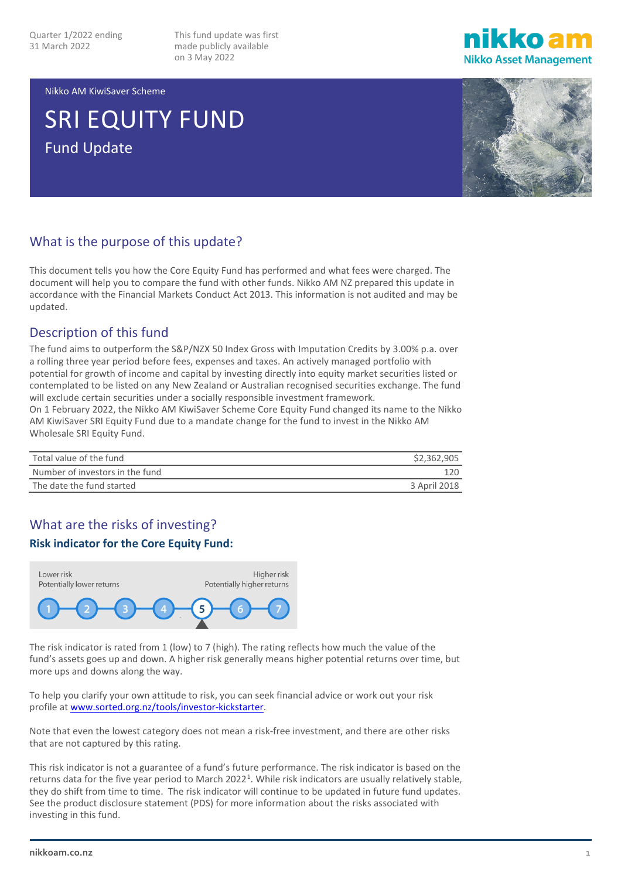Quarter 1/2022 ending 31 March 2022

This fund update was first made publicly available on 3 May 2022

Nikko AM KiwiSaver Scheme

# SRI EQUITY FUND

## Fund Update

## What is the purpose of this update?

This document tells you how the Core Equity Fund has performed and what fees were charged. The document will help you to compare the fund with other funds. Nikko AM NZ prepared this update in accordance with the Financial Markets Conduct Act 2013. This information is not audited and may be updated.

## Description of this fund

The fund aims to outperform the S&P/NZX 50 Index Gross with Imputation Credits by 3.00% p.a. over a rolling three year period before fees, expenses and taxes. An actively managed portfolio with potential for growth of income and capital by investing directly into equity market securities listed or contemplated to be listed on any New Zealand or Australian recognised securities exchange. The fund will exclude certain securities under a socially responsible investment framework.
On 1 February 2022, the Nikko AM KiwiSaver Scheme Core Equity Fund changed its name to the Nikko AM KiwiSaver SRI Equity Fund due to a mandate change for the fund to invest in the Nikko AM Wholesale SRI Equity Fund.

| | |
|---|---|
| Total value of the fund | $2,362,905 |
| Number of investors in the fund | 120 |
| The date the fund started | 3 April 2018 |

## What are the risks of investing?

### Risk indicator for the Core Equity Fund:

Lower risk
Potentially lower returns

Higher risk
Potentially higher returns

1 2 3 4 **5** 6 7

The risk indicator is rated from 1 (low) to 7 (high). The rating reflects how much the value of the fund's assets goes up and down. A higher risk generally means higher potential returns over time, but more ups and downs along the way.

To help you clarify your own attitude to risk, you can seek financial advice or work out your risk profile at www.sorted.org.nz/tools/investor-kickstarter.

Note that even the lowest category does not mean a risk-free investment, and there are other risks that are not captured by this rating.

This risk indicator is not a guarantee of a fund's future performance. The risk indicator is based on the returns data for the five year period to March 2022[1]. While risk indicators are usually relatively stable, they do shift from time to time. The risk indicator will continue to be updated in future fund updates. See the product disclosure statement (PDS) for more information about the risks associated with investing in this fund.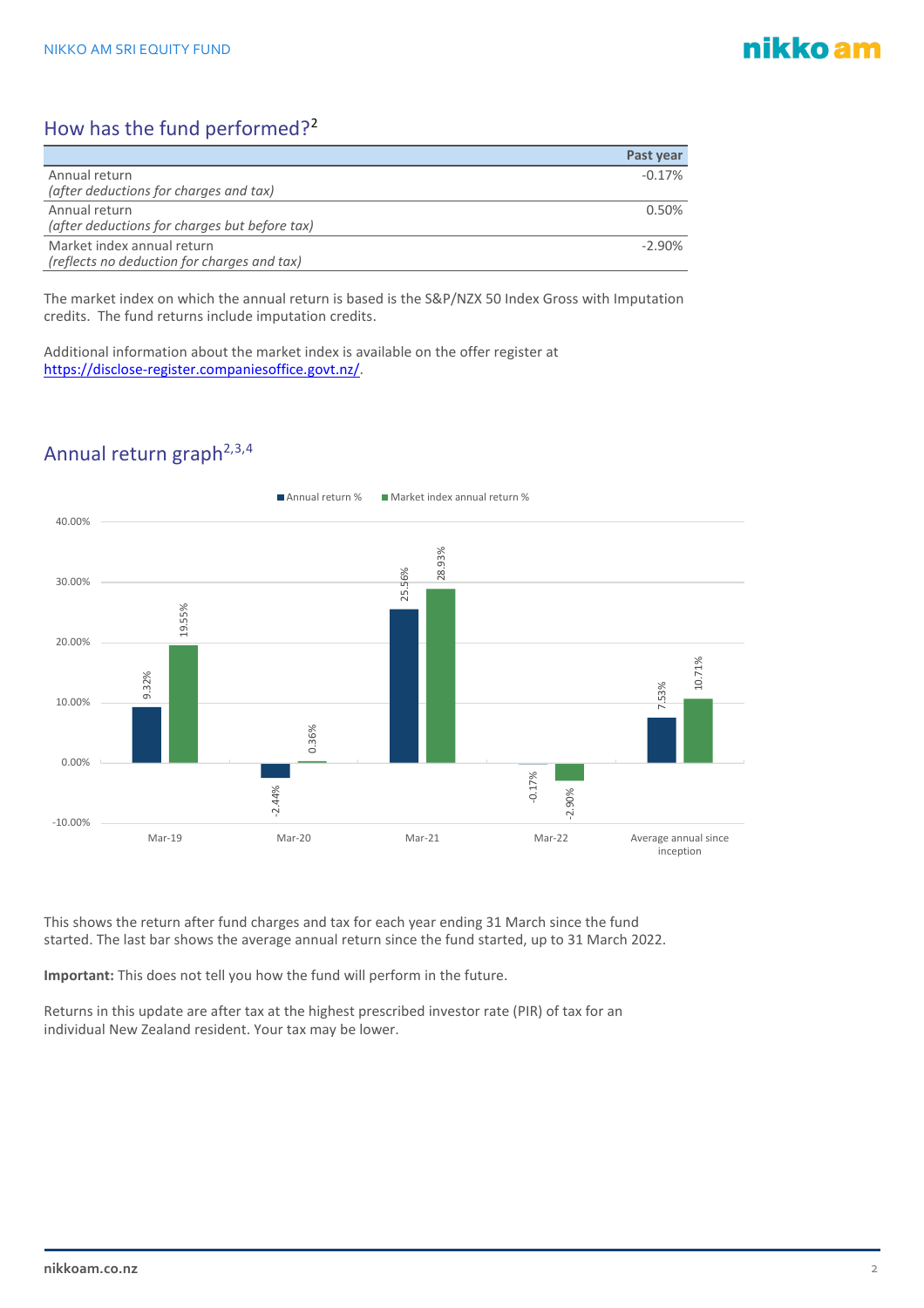## How has the fund performed?[2]

| | Past year |
|---|---|
| Annual return<br>*(after deductions for charges and tax)* | -0.17% |
| Annual return<br>*(after deductions for charges but before tax)* | 0.50% |
| Market index annual return<br>*(reflects no deduction for charges and tax)* | -2.90% |

The market index on which the annual return is based is the S&P/NZX 50 Index Gross with Imputation credits. The fund returns include imputation credits.

Additional information about the market index is available on the offer register at [https://disclose-register.companiesoffice.govt.nz/](https://disclose-register.companiesoffice.govt.nz/).

## Annual return graph[2,3,4]

| | Annual return % | Market index annual return % |
|---|---|---|
| Mar-19 | 9.32% | 19.55% |
| Mar-20 | -2.44% | 0.36% |
| Mar-21 | 25.56% | 28.93% |
| Mar-22 | -0.17% | -2.90% |
| Average annual since inception | 7.53% | 10.71% |

This shows the return after fund charges and tax for each year ending 31 March since the fund started. The last bar shows the average annual return since the fund started, up to 31 March 2022.

**Important:** This does not tell you how the fund will perform in the future.

Returns in this update are after tax at the highest prescribed investor rate (PIR) of tax for an individual New Zealand resident. Your tax may be lower.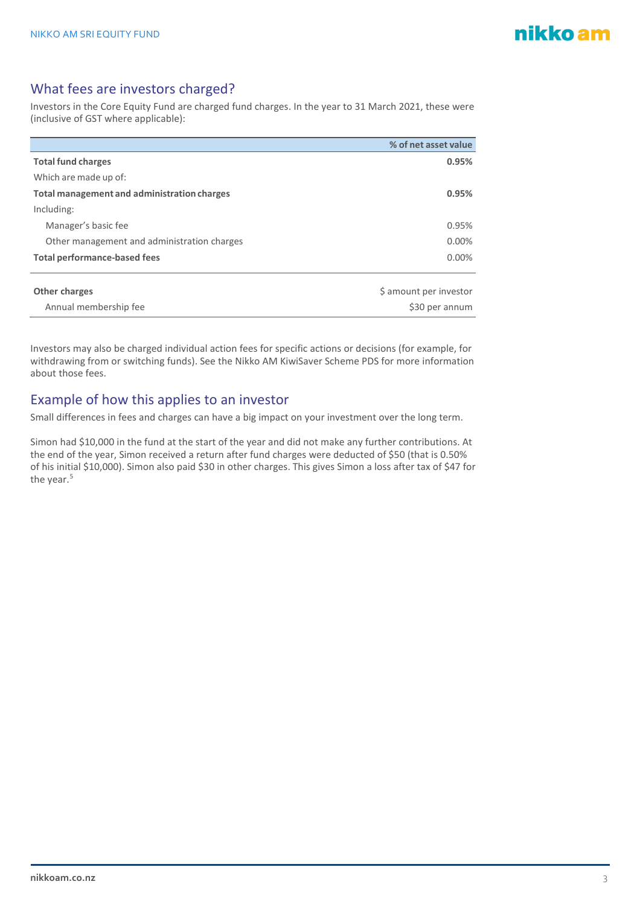## What fees are investors charged?

Investors in the Core Equity Fund are charged fund charges. In the year to 31 March 2021, these were (inclusive of GST where applicable):

| | % of net asset value |
|---|---|
| **Total fund charges** | **0.95%** |
| Which are made up of: | |
| **Total management and administration charges** | **0.95%** |
| Including: | |
| Manager's basic fee | 0.95% |
| Other management and administration charges | 0.00% |
| **Total performance-based fees** | 0.00% |
| | |
| **Other charges** | $ amount per investor |
| Annual membership fee | $30 per annum |

Investors may also be charged individual action fees for specific actions or decisions (for example, for withdrawing from or switching funds). See the Nikko AM KiwiSaver Scheme PDS for more information about those fees.

## Example of how this applies to an investor

Small differences in fees and charges can have a big impact on your investment over the long term.

Simon had $10,000 in the fund at the start of the year and did not make any further contributions. At the end of the year, Simon received a return after fund charges were deducted of $50 (that is 0.50% of his initial $10,000). Simon also paid $30 in other charges. This gives Simon a loss after tax of $47 for the year.[5]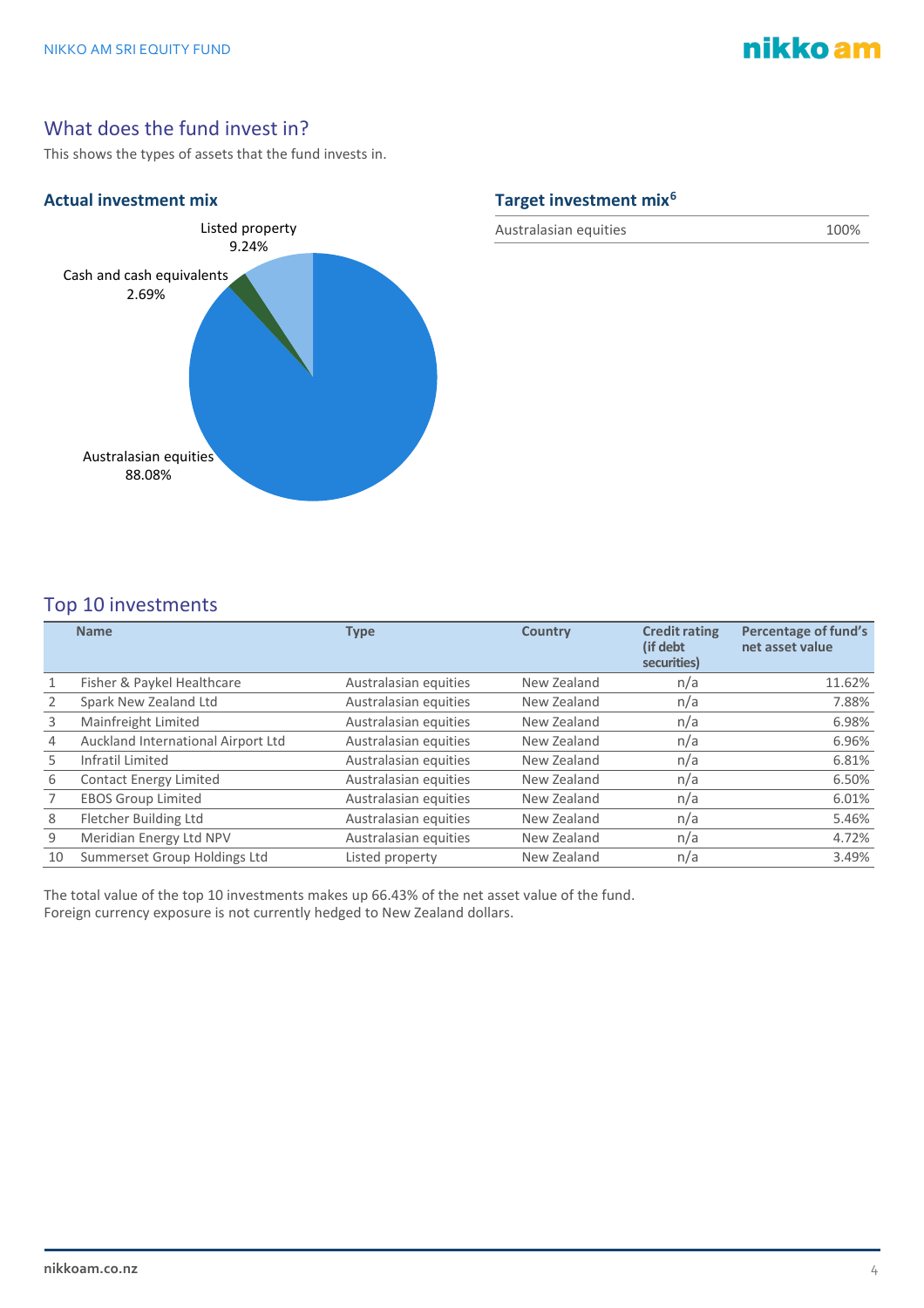## What does the fund invest in?

This shows the types of assets that the fund invests in.

### Actual investment mix

Listed property 9.24%

Cash and cash equivalents 2.69%

Australasian equities 88.08%

### Target investment mix[6]

| | |
|---|---|
| Australasian equities | 100% |

## Top 10 investments

| | Name | Type | Country | Credit rating (if debt securities) | Percentage of fund's net asset value |
|---|---|---|---|---|---|
| 1 | Fisher & Paykel Healthcare | Australasian equities | New Zealand | n/a | 11.62% |
| 2 | Spark New Zealand Ltd | Australasian equities | New Zealand | n/a | 7.88% |
| 3 | Mainfreight Limited | Australasian equities | New Zealand | n/a | 6.98% |
| 4 | Auckland International Airport Ltd | Australasian equities | New Zealand | n/a | 6.96% |
| 5 | Infratil Limited | Australasian equities | New Zealand | n/a | 6.81% |
| 6 | Contact Energy Limited | Australasian equities | New Zealand | n/a | 6.50% |
| 7 | EBOS Group Limited | Australasian equities | New Zealand | n/a | 6.01% |
| 8 | Fletcher Building Ltd | Australasian equities | New Zealand | n/a | 5.46% |
| 9 | Meridian Energy Ltd NPV | Australasian equities | New Zealand | n/a | 4.72% |
| 10 | Summerset Group Holdings Ltd | Listed property | New Zealand | n/a | 3.49% |

The total value of the top 10 investments makes up 66.43% of the net asset value of the fund.
Foreign currency exposure is not currently hedged to New Zealand dollars.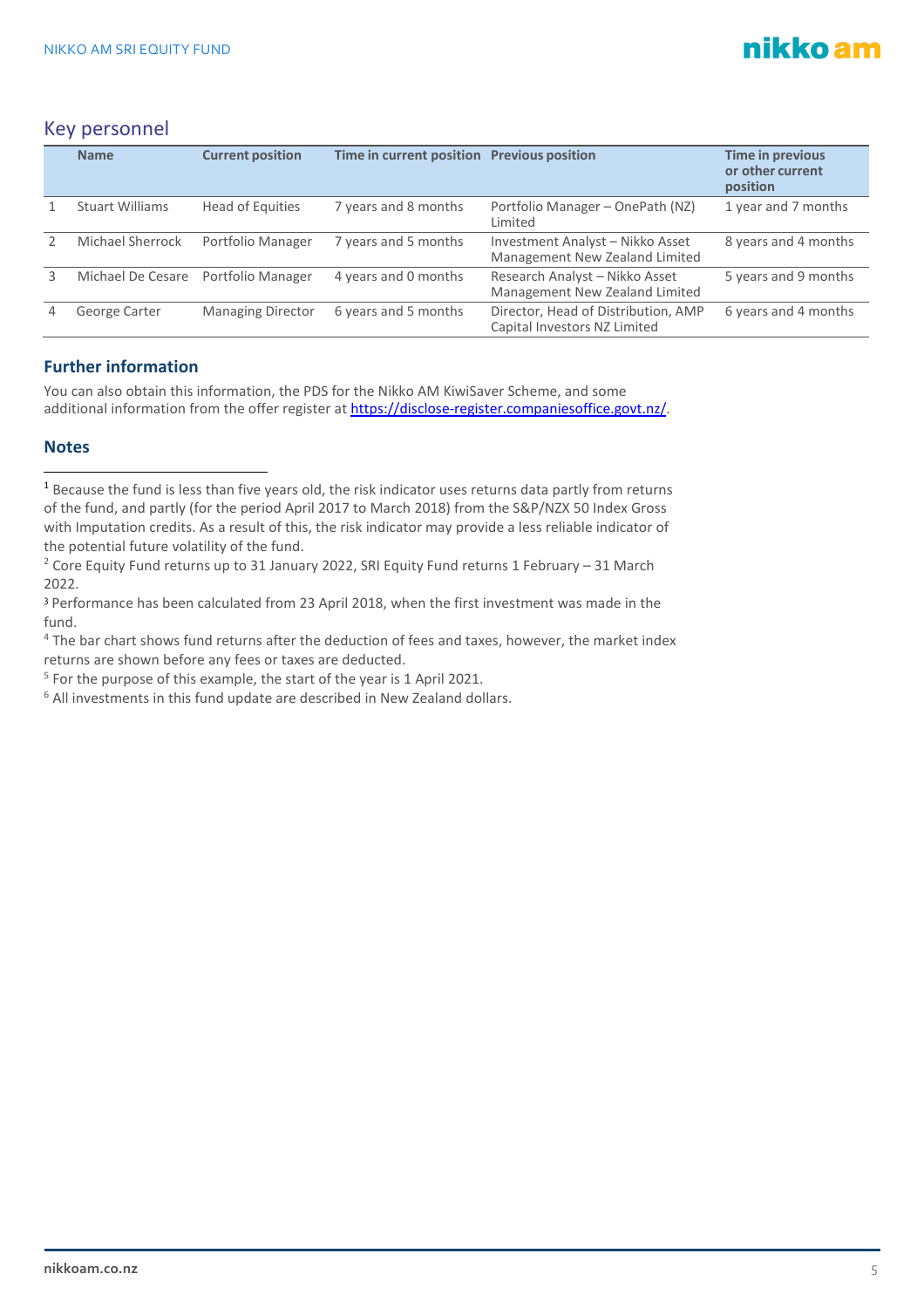## Key personnel

| | Name | Current position | Time in current position | Previous position | Time in previous or other current position |
|---|---|---|---|---|---|
| 1 | Stuart Williams | Head of Equities | 7 years and 8 months | Portfolio Manager – OnePath (NZ) Limited | 1 year and 7 months |
| 2 | Michael Sherrock | Portfolio Manager | 7 years and 5 months | Investment Analyst – Nikko Asset Management New Zealand Limited | 8 years and 4 months |
| 3 | Michael De Cesare | Portfolio Manager | 4 years and 0 months | Research Analyst – Nikko Asset Management New Zealand Limited | 5 years and 9 months |
| 4 | George Carter | Managing Director | 6 years and 5 months | Director, Head of Distribution, AMP Capital Investors NZ Limited | 6 years and 4 months |

### Further information

You can also obtain this information, the PDS for the Nikko AM KiwiSaver Scheme, and some additional information from the offer register at https://disclose-register.companiesoffice.govt.nz/.

### Notes

[1] Because the fund is less than five years old, the risk indicator uses returns data partly from returns of the fund, and partly (for the period April 2017 to March 2018) from the S&P/NZX 50 Index Gross with Imputation credits. As a result of this, the risk indicator may provide a less reliable indicator of the potential future volatility of the fund.

[2] Core Equity Fund returns up to 31 January 2022, SRI Equity Fund returns 1 February – 31 March 2022.

[3] Performance has been calculated from 23 April 2018, when the first investment was made in the fund.

[4] The bar chart shows fund returns after the deduction of fees and taxes, however, the market index returns are shown before any fees or taxes are deducted.

[5] For the purpose of this example, the start of the year is 1 April 2021.

[6] All investments in this fund update are described in New Zealand dollars.